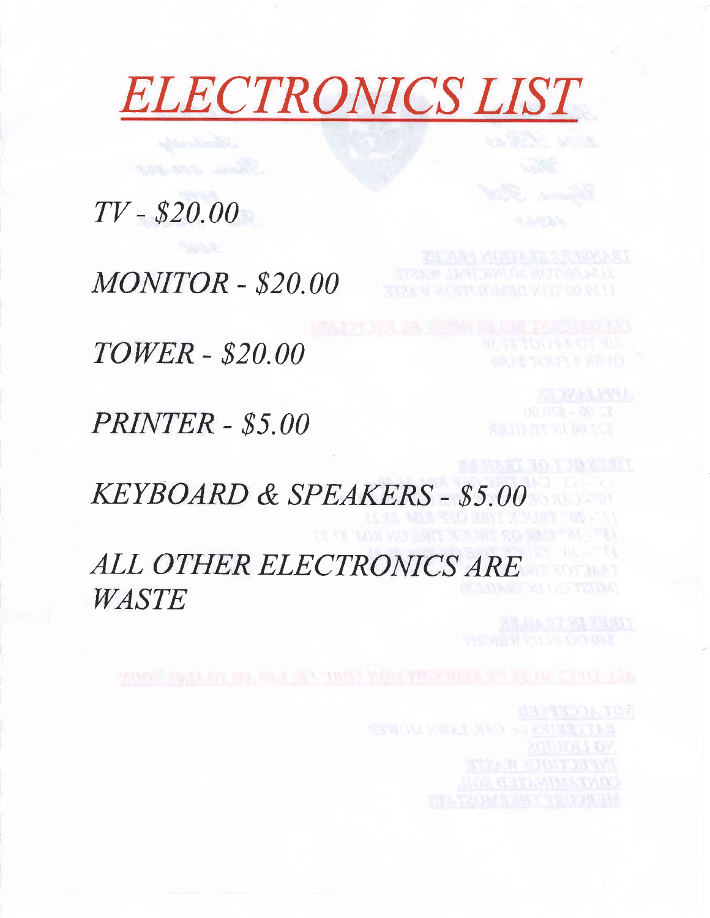# *ELECTRONICS LIST*

*TV - $20.00*

*MONITOR - $20.00*

*TOWER - $20.00*

*PRINTER - $5.00*

*KEYBOARD & SPEAKERS - $5.00*

*ALL OTHER ELECTRONICS ARE WASTE*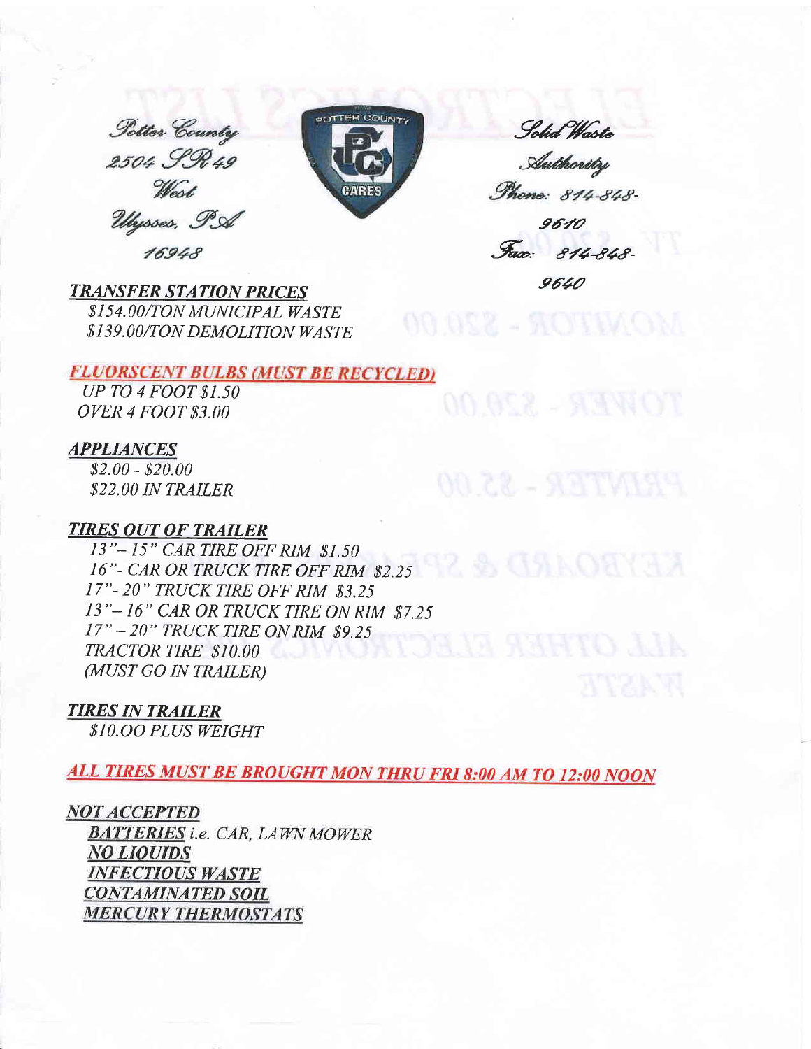Potter County
2504 SR 49
West
Ulysses, PA
16948

Solid Waste
Authority
Phone: 814-848-9610
Fax: 814-848-9640

***TRANSFER STATION PRICES***

*$154.00/TON MUNICIPAL WASTE*
*$139.00/TON DEMOLITION WASTE*

***FLUORSCENT BULBS (MUST BE RECYCLED)***

*UP TO 4 FOOT $1.50*
*OVER 4 FOOT $3.00*

***APPLIANCES***

*$2.00 - $20.00*
*$22.00 IN TRAILER*

***TIRES OUT OF TRAILER***

*13"– 15" CAR TIRE OFF RIM $1.50*
*16"- CAR OR TRUCK TIRE OFF RIM $2.25*
*17"- 20" TRUCK TIRE OFF RIM $3.25*
*13"– 16" CAR OR TRUCK TIRE ON RIM $7.25*
*17" – 20" TRUCK TIRE ON RIM $9.25*
*TRACTOR TIRE $10.00*
*(MUST GO IN TRAILER)*

***TIRES IN TRAILER***

*$10.OO PLUS WEIGHT*

***ALL TIRES MUST BE BROUGHT MON THRU FRI 8:00 AM TO 12:00 NOON***

***NOT ACCEPTED***

***BATTERIES** i.e. CAR, LAWN MOWER*
***NO LIQUIDS***
***INFECTIOUS WASTE***
***CONTAMINATED SOIL***
***MERCURY THERMOSTATS***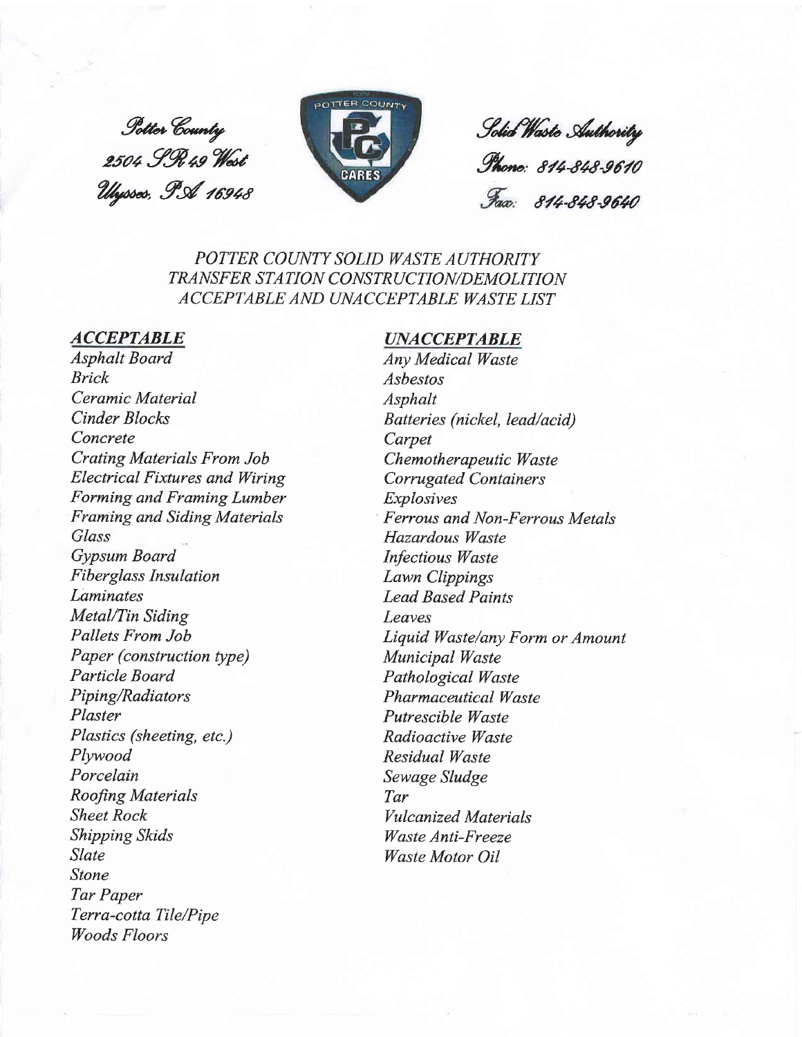*Potter County*
*2504 SR 49 West*
*Ulysses, PA 16948*

*Solid Waste Authority*
*Phone: 814-848-9610*
*Fax: 814-848-9640*

*POTTER COUNTY SOLID WASTE AUTHORITY*
*TRANSFER STATION CONSTRUCTION/DEMOLITION*
*ACCEPTABLE AND UNACCEPTABLE WASTE LIST*

## *ACCEPTABLE*

*Asphalt Board*
*Brick*
*Ceramic Material*
*Cinder Blocks*
*Concrete*
*Crating Materials From Job*
*Electrical Fixtures and Wiring*
*Forming and Framing Lumber*
*Framing and Siding Materials*
*Glass*
*Gypsum Board*
*Fiberglass Insulation*
*Laminates*
*Metal/Tin Siding*
*Pallets From Job*
*Paper (construction type)*
*Particle Board*
*Piping/Radiators*
*Plaster*
*Plastics (sheeting, etc.)*
*Plywood*
*Porcelain*
*Roofing Materials*
*Sheet Rock*
*Shipping Skids*
*Slate*
*Stone*
*Tar Paper*
*Terra-cotta Tile/Pipe*
*Woods Floors*

## *UNACCEPTABLE*

*Any Medical Waste*
*Asbestos*
*Asphalt*
*Batteries (nickel, lead/acid)*
*Carpet*
*Chemotherapeutic Waste*
*Corrugated Containers*
*Explosives*
*Ferrous and Non-Ferrous Metals*
*Hazardous Waste*
*Infectious Waste*
*Lawn Clippings*
*Lead Based Paints*
*Leaves*
*Liquid Waste/any Form or Amount*
*Municipal Waste*
*Pathological Waste*
*Pharmaceutical Waste*
*Putrescible Waste*
*Radioactive Waste*
*Residual Waste*
*Sewage Sludge*
*Tar*
*Vulcanized Materials*
*Waste Anti-Freeze*
*Waste Motor Oil*